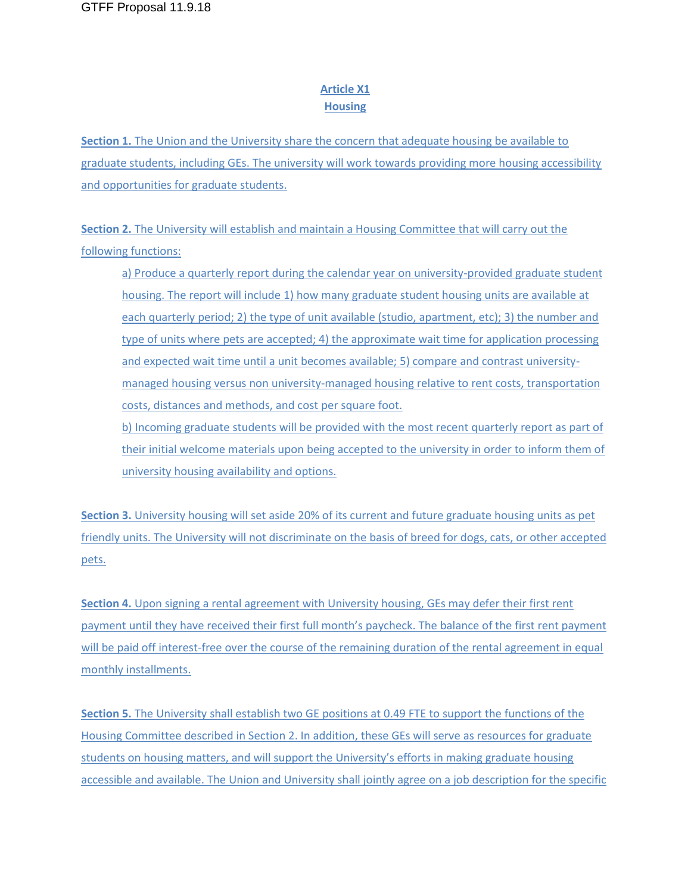# Article X1
# Housing

**Section 1.** The Union and the University share the concern that adequate housing be available to graduate students, including GEs. The university will work towards providing more housing accessibility and opportunities for graduate students.

**Section 2.** The University will establish and maintain a Housing Committee that will carry out the following functions:

a) Produce a quarterly report during the calendar year on university-provided graduate student housing. The report will include 1) how many graduate student housing units are available at each quarterly period; 2) the type of unit available (studio, apartment, etc); 3) the number and type of units where pets are accepted; 4) the approximate wait time for application processing and expected wait time until a unit becomes available; 5) compare and contrast university-managed housing versus non university-managed housing relative to rent costs, transportation costs, distances and methods, and cost per square foot.

b) Incoming graduate students will be provided with the most recent quarterly report as part of their initial welcome materials upon being accepted to the university in order to inform them of university housing availability and options.

**Section 3.** University housing will set aside 20% of its current and future graduate housing units as pet friendly units. The University will not discriminate on the basis of breed for dogs, cats, or other accepted pets.

**Section 4.** Upon signing a rental agreement with University housing, GEs may defer their first rent payment until they have received their first full month's paycheck. The balance of the first rent payment will be paid off interest-free over the course of the remaining duration of the rental agreement in equal monthly installments.

**Section 5.** The University shall establish two GE positions at 0.49 FTE to support the functions of the Housing Committee described in Section 2. In addition, these GEs will serve as resources for graduate students on housing matters, and will support the University's efforts in making graduate housing accessible and available. The Union and University shall jointly agree on a job description for the specific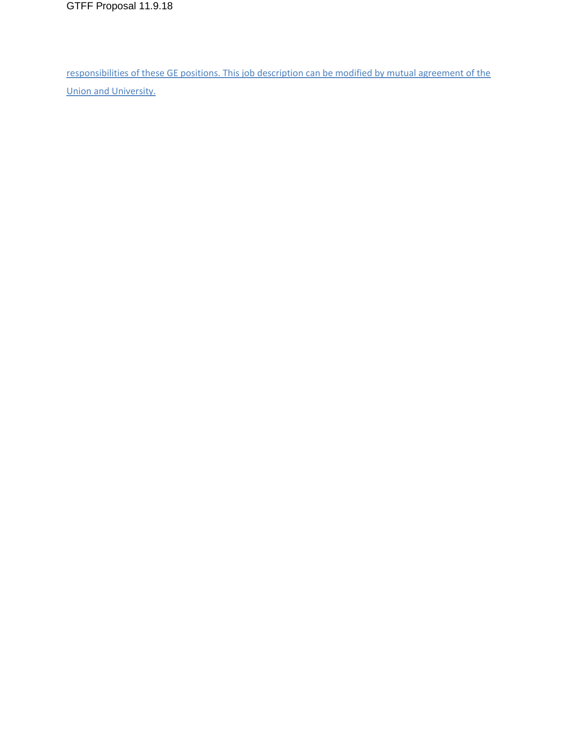responsibilities of these GE positions. This job description can be modified by mutual agreement of the Union and University.